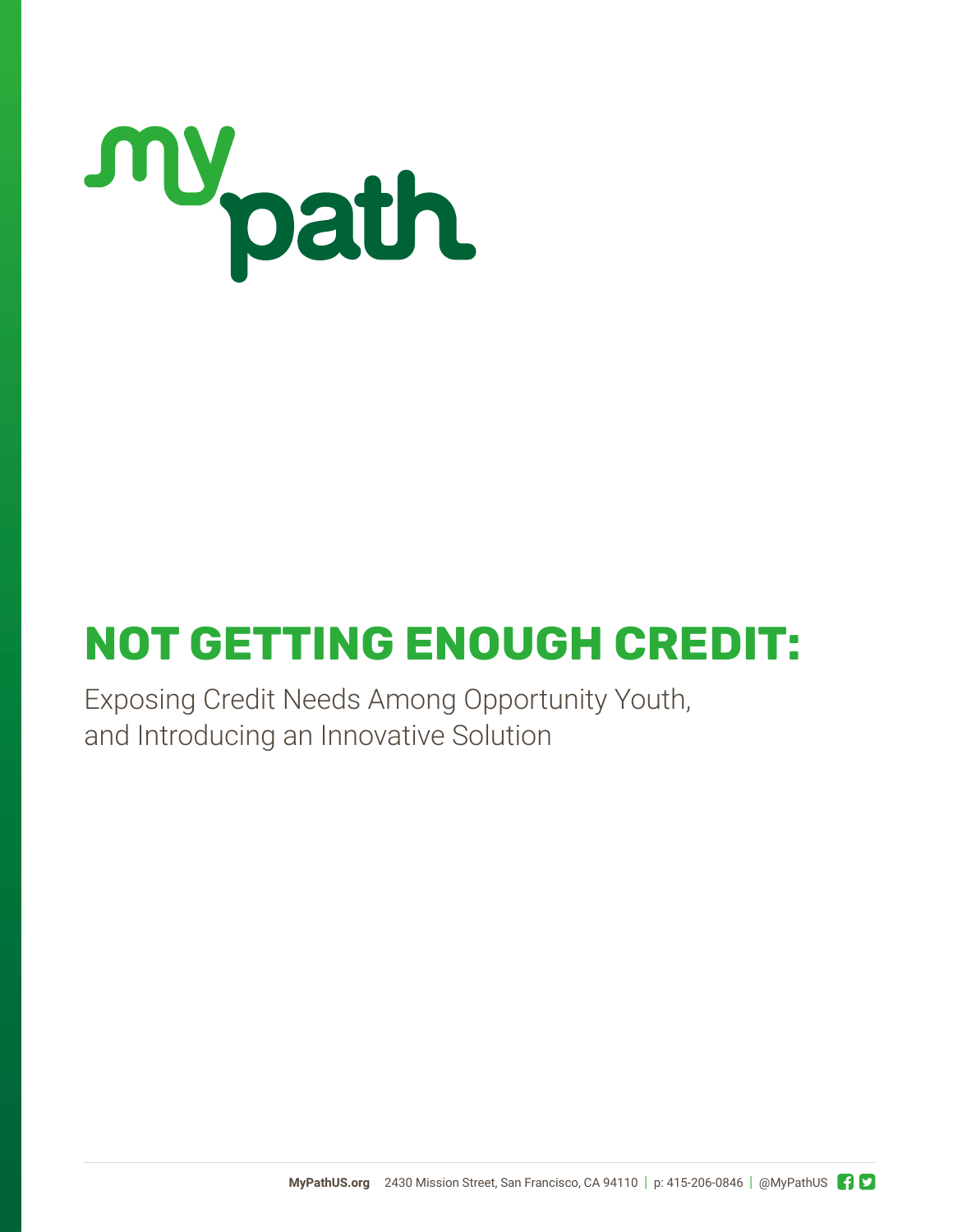my path

# NOT GETTING ENOUGH CREDIT:

Exposing Credit Needs Among Opportunity Youth, and Introducing an Innovative Solution

**MyPathUS.org** 2430 Mission Street, San Francisco, CA 94110 | p: 415-206-0846 | @MyPathUS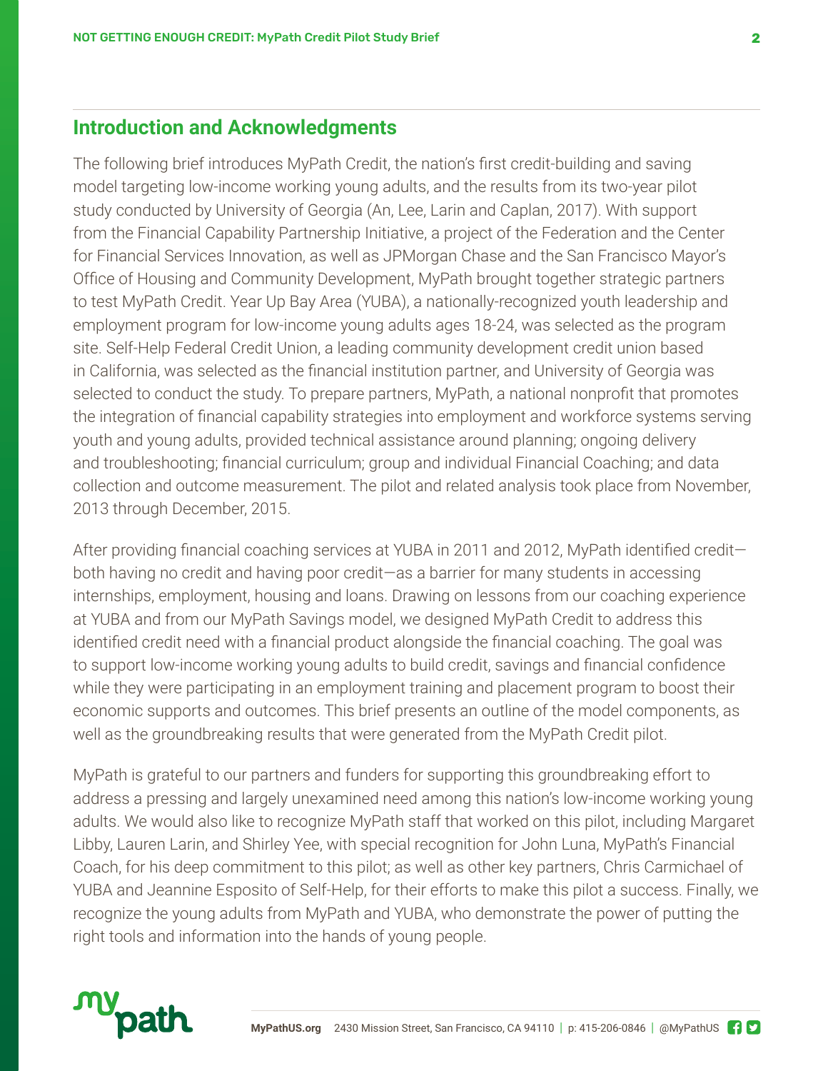## Introduction and Acknowledgments

The following brief introduces MyPath Credit, the nation's first credit-building and saving model targeting low-income working young adults, and the results from its two-year pilot study conducted by University of Georgia (An, Lee, Larin and Caplan, 2017). With support from the Financial Capability Partnership Initiative, a project of the Federation and the Center for Financial Services Innovation, as well as JPMorgan Chase and the San Francisco Mayor's Office of Housing and Community Development, MyPath brought together strategic partners to test MyPath Credit. Year Up Bay Area (YUBA), a nationally-recognized youth leadership and employment program for low-income young adults ages 18-24, was selected as the program site. Self-Help Federal Credit Union, a leading community development credit union based in California, was selected as the financial institution partner, and University of Georgia was selected to conduct the study. To prepare partners, MyPath, a national nonprofit that promotes the integration of financial capability strategies into employment and workforce systems serving youth and young adults, provided technical assistance around planning; ongoing delivery and troubleshooting; financial curriculum; group and individual Financial Coaching; and data collection and outcome measurement. The pilot and related analysis took place from November, 2013 through December, 2015.

After providing financial coaching services at YUBA in 2011 and 2012, MyPath identified credit—both having no credit and having poor credit—as a barrier for many students in accessing internships, employment, housing and loans. Drawing on lessons from our coaching experience at YUBA and from our MyPath Savings model, we designed MyPath Credit to address this identified credit need with a financial product alongside the financial coaching. The goal was to support low-income working young adults to build credit, savings and financial confidence while they were participating in an employment training and placement program to boost their economic supports and outcomes. This brief presents an outline of the model components, as well as the groundbreaking results that were generated from the MyPath Credit pilot.

MyPath is grateful to our partners and funders for supporting this groundbreaking effort to address a pressing and largely unexamined need among this nation's low-income working young adults. We would also like to recognize MyPath staff that worked on this pilot, including Margaret Libby, Lauren Larin, and Shirley Yee, with special recognition for John Luna, MyPath's Financial Coach, for his deep commitment to this pilot; as well as other key partners, Chris Carmichael of YUBA and Jeannine Esposito of Self-Help, for their efforts to make this pilot a success. Finally, we recognize the young adults from MyPath and YUBA, who demonstrate the power of putting the right tools and information into the hands of young people.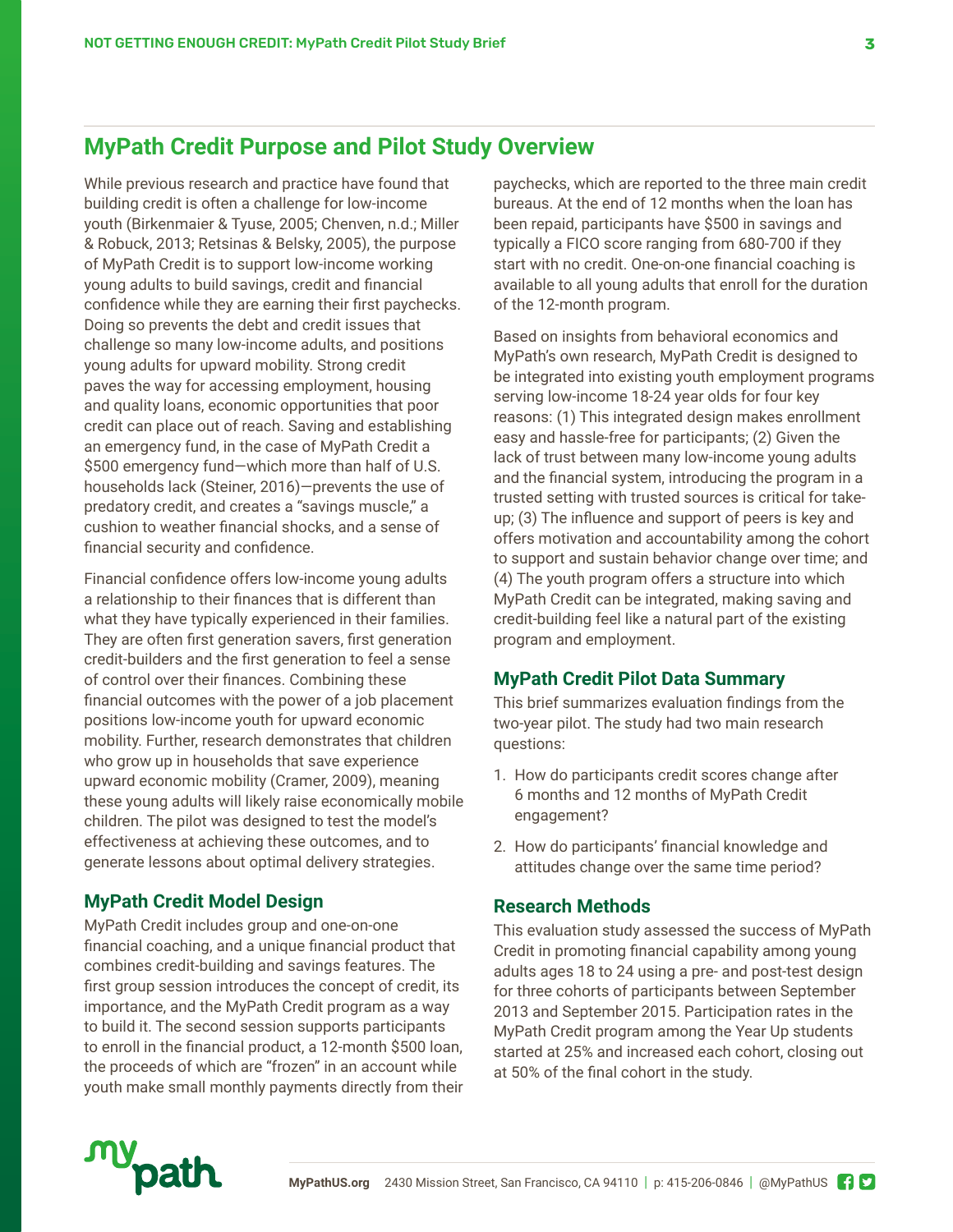## MyPath Credit Purpose and Pilot Study Overview

While previous research and practice have found that building credit is often a challenge for low-income youth (Birkenmaier & Tyuse, 2005; Chenven, n.d.; Miller & Robuck, 2013; Retsinas & Belsky, 2005), the purpose of MyPath Credit is to support low-income working young adults to build savings, credit and financial confidence while they are earning their first paychecks. Doing so prevents the debt and credit issues that challenge so many low-income adults, and positions young adults for upward mobility. Strong credit paves the way for accessing employment, housing and quality loans, economic opportunities that poor credit can place out of reach. Saving and establishing an emergency fund, in the case of MyPath Credit a $500 emergency fund—which more than half of U.S. households lack (Steiner, 2016)—prevents the use of predatory credit, and creates a "savings muscle," a cushion to weather financial shocks, and a sense of financial security and confidence.

Financial confidence offers low-income young adults a relationship to their finances that is different than what they have typically experienced in their families. They are often first generation savers, first generation credit-builders and the first generation to feel a sense of control over their finances. Combining these financial outcomes with the power of a job placement positions low-income youth for upward economic mobility. Further, research demonstrates that children who grow up in households that save experience upward economic mobility (Cramer, 2009), meaning these young adults will likely raise economically mobile children. The pilot was designed to test the model's effectiveness at achieving these outcomes, and to generate lessons about optimal delivery strategies.

### MyPath Credit Model Design

MyPath Credit includes group and one-on-one financial coaching, and a unique financial product that combines credit-building and savings features. The first group session introduces the concept of credit, its importance, and the MyPath Credit program as a way to build it. The second session supports participants to enroll in the financial product, a 12-month $500 loan, the proceeds of which are "frozen" in an account while youth make small monthly payments directly from their paychecks, which are reported to the three main credit bureaus. At the end of 12 months when the loan has been repaid, participants have $500 in savings and typically a FICO score ranging from 680-700 if they start with no credit. One-on-one financial coaching is available to all young adults that enroll for the duration of the 12-month program.

Based on insights from behavioral economics and MyPath's own research, MyPath Credit is designed to be integrated into existing youth employment programs serving low-income 18-24 year olds for four key reasons: (1) This integrated design makes enrollment easy and hassle-free for participants; (2) Given the lack of trust between many low-income young adults and the financial system, introducing the program in a trusted setting with trusted sources is critical for take-up; (3) The influence and support of peers is key and offers motivation and accountability among the cohort to support and sustain behavior change over time; and (4) The youth program offers a structure into which MyPath Credit can be integrated, making saving and credit-building feel like a natural part of the existing program and employment.

### MyPath Credit Pilot Data Summary

This brief summarizes evaluation findings from the two-year pilot. The study had two main research questions:

1. How do participants credit scores change after 6 months and 12 months of MyPath Credit engagement?
2. How do participants' financial knowledge and attitudes change over the same time period?

### Research Methods

This evaluation study assessed the success of MyPath Credit in promoting financial capability among young adults ages 18 to 24 using a pre- and post-test design for three cohorts of participants between September 2013 and September 2015. Participation rates in the MyPath Credit program among the Year Up students started at 25% and increased each cohort, closing out at 50% of the final cohort in the study.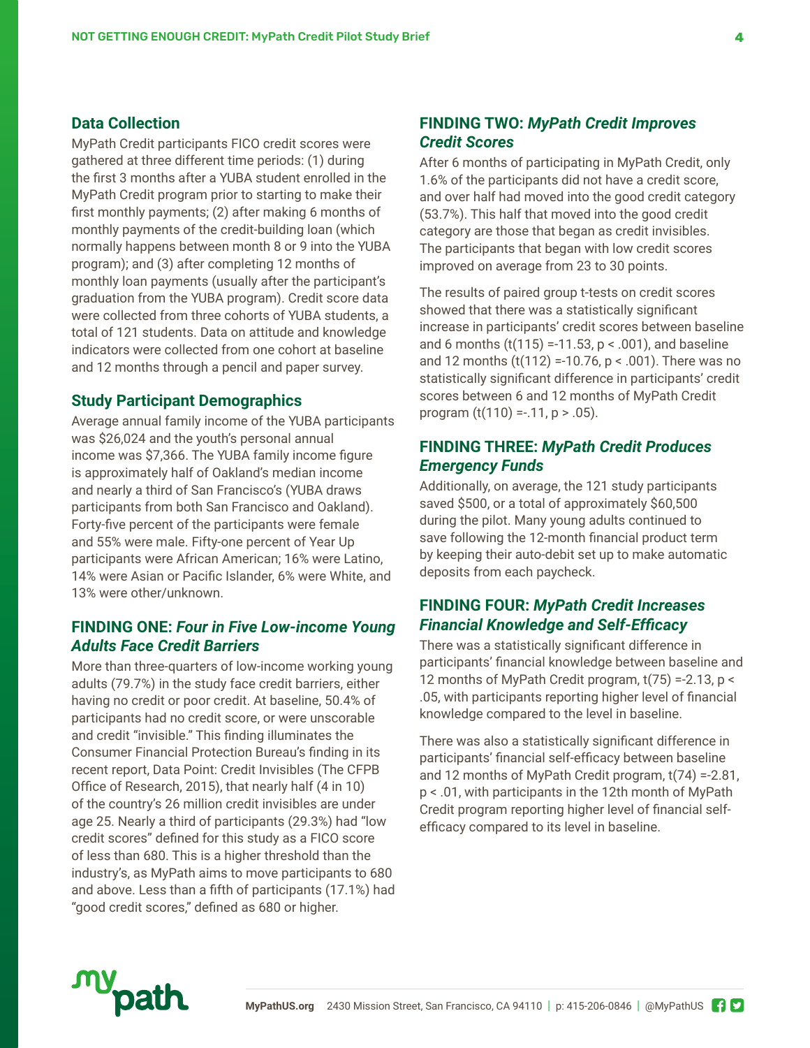## Data Collection

MyPath Credit participants FICO credit scores were gathered at three different time periods: (1) during the first 3 months after a YUBA student enrolled in the MyPath Credit program prior to starting to make their first monthly payments; (2) after making 6 months of monthly payments of the credit-building loan (which normally happens between month 8 or 9 into the YUBA program); and (3) after completing 12 months of monthly loan payments (usually after the participant's graduation from the YUBA program). Credit score data were collected from three cohorts of YUBA students, a total of 121 students. Data on attitude and knowledge indicators were collected from one cohort at baseline and 12 months through a pencil and paper survey.

## Study Participant Demographics

Average annual family income of the YUBA participants was $26,024 and the youth's personal annual income was $7,366. The YUBA family income figure is approximately half of Oakland's median income and nearly a third of San Francisco's (YUBA draws participants from both San Francisco and Oakland). Forty-five percent of the participants were female and 55% were male. Fifty-one percent of Year Up participants were African American; 16% were Latino, 14% were Asian or Pacific Islander, 6% were White, and 13% were other/unknown.

## FINDING ONE: *Four in Five Low-income Young Adults Face Credit Barriers*

More than three-quarters of low-income working young adults (79.7%) in the study face credit barriers, either having no credit or poor credit. At baseline, 50.4% of participants had no credit score, or were unscorable and credit "invisible." This finding illuminates the Consumer Financial Protection Bureau's finding in its recent report, Data Point: Credit Invisibles (The CFPB Office of Research, 2015), that nearly half (4 in 10) of the country's 26 million credit invisibles are under age 25. Nearly a third of participants (29.3%) had "low credit scores" defined for this study as a FICO score of less than 680. This is a higher threshold than the industry's, as MyPath aims to move participants to 680 and above. Less than a fifth of participants (17.1%) had "good credit scores," defined as 680 or higher.

## FINDING TWO: *MyPath Credit Improves Credit Scores*

After 6 months of participating in MyPath Credit, only 1.6% of the participants did not have a credit score, and over half had moved into the good credit category (53.7%). This half that moved into the good credit category are those that began as credit invisibles. The participants that began with low credit scores improved on average from 23 to 30 points.

The results of paired group t-tests on credit scores showed that there was a statistically significant increase in participants' credit scores between baseline and 6 months ($t(115) = -11.53$, $p < .001$), and baseline and 12 months ($t(112) = -10.76$, $p < .001$). There was no statistically significant difference in participants' credit scores between 6 and 12 months of MyPath Credit program ($t(110) = -.11$, $p > .05$).

## FINDING THREE: *MyPath Credit Produces Emergency Funds*

Additionally, on average, the 121 study participants saved $500, or a total of approximately $60,500 during the pilot. Many young adults continued to save following the 12-month financial product term by keeping their auto-debit set up to make automatic deposits from each paycheck.

## FINDING FOUR: *MyPath Credit Increases Financial Knowledge and Self-Efficacy*

There was a statistically significant difference in participants' financial knowledge between baseline and 12 months of MyPath Credit program, $t(75) = -2.13$, $p < .05$, with participants reporting higher level of financial knowledge compared to the level in baseline.

There was also a statistically significant difference in participants' financial self-efficacy between baseline and 12 months of MyPath Credit program, $t(74) = -2.81$, $p < .01$, with participants in the 12th month of MyPath Credit program reporting higher level of financial self-efficacy compared to its level in baseline.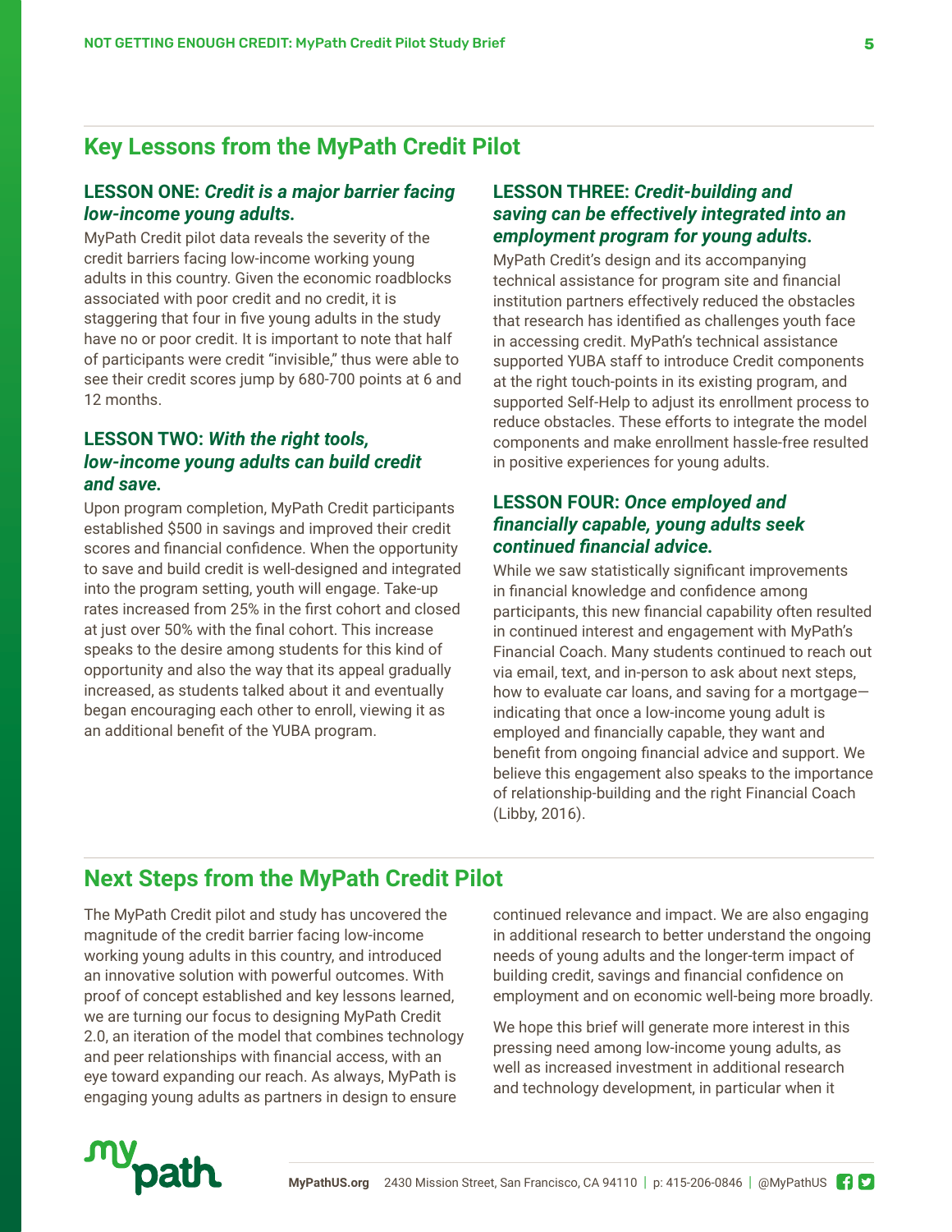## Key Lessons from the MyPath Credit Pilot

### LESSON ONE: *Credit is a major barrier facing low-income young adults.*

MyPath Credit pilot data reveals the severity of the credit barriers facing low-income working young adults in this country. Given the economic roadblocks associated with poor credit and no credit, it is staggering that four in five young adults in the study have no or poor credit. It is important to note that half of participants were credit "invisible," thus were able to see their credit scores jump by 680-700 points at 6 and 12 months.

### LESSON TWO: *With the right tools, low-income young adults can build credit and save.*

Upon program completion, MyPath Credit participants established $500 in savings and improved their credit scores and financial confidence. When the opportunity to save and build credit is well-designed and integrated into the program setting, youth will engage. Take-up rates increased from 25% in the first cohort and closed at just over 50% with the final cohort. This increase speaks to the desire among students for this kind of opportunity and also the way that its appeal gradually increased, as students talked about it and eventually began encouraging each other to enroll, viewing it as an additional benefit of the YUBA program.

### LESSON THREE: *Credit-building and saving can be effectively integrated into an employment program for young adults.*

MyPath Credit's design and its accompanying technical assistance for program site and financial institution partners effectively reduced the obstacles that research has identified as challenges youth face in accessing credit. MyPath's technical assistance supported YUBA staff to introduce Credit components at the right touch-points in its existing program, and supported Self-Help to adjust its enrollment process to reduce obstacles. These efforts to integrate the model components and make enrollment hassle-free resulted in positive experiences for young adults.

### LESSON FOUR: *Once employed and financially capable, young adults seek continued financial advice.*

While we saw statistically significant improvements in financial knowledge and confidence among participants, this new financial capability often resulted in continued interest and engagement with MyPath's Financial Coach. Many students continued to reach out via email, text, and in-person to ask about next steps, how to evaluate car loans, and saving for a mortgage—indicating that once a low-income young adult is employed and financially capable, they want and benefit from ongoing financial advice and support. We believe this engagement also speaks to the importance of relationship-building and the right Financial Coach (Libby, 2016).

## Next Steps from the MyPath Credit Pilot

The MyPath Credit pilot and study has uncovered the magnitude of the credit barrier facing low-income working young adults in this country, and introduced an innovative solution with powerful outcomes. With proof of concept established and key lessons learned, we are turning our focus to designing MyPath Credit 2.0, an iteration of the model that combines technology and peer relationships with financial access, with an eye toward expanding our reach. As always, MyPath is engaging young adults as partners in design to ensure continued relevance and impact. We are also engaging in additional research to better understand the ongoing needs of young adults and the longer-term impact of building credit, savings and financial confidence on employment and on economic well-being more broadly.

We hope this brief will generate more interest in this pressing need among low-income young adults, as well as increased investment in additional research and technology development, in particular when it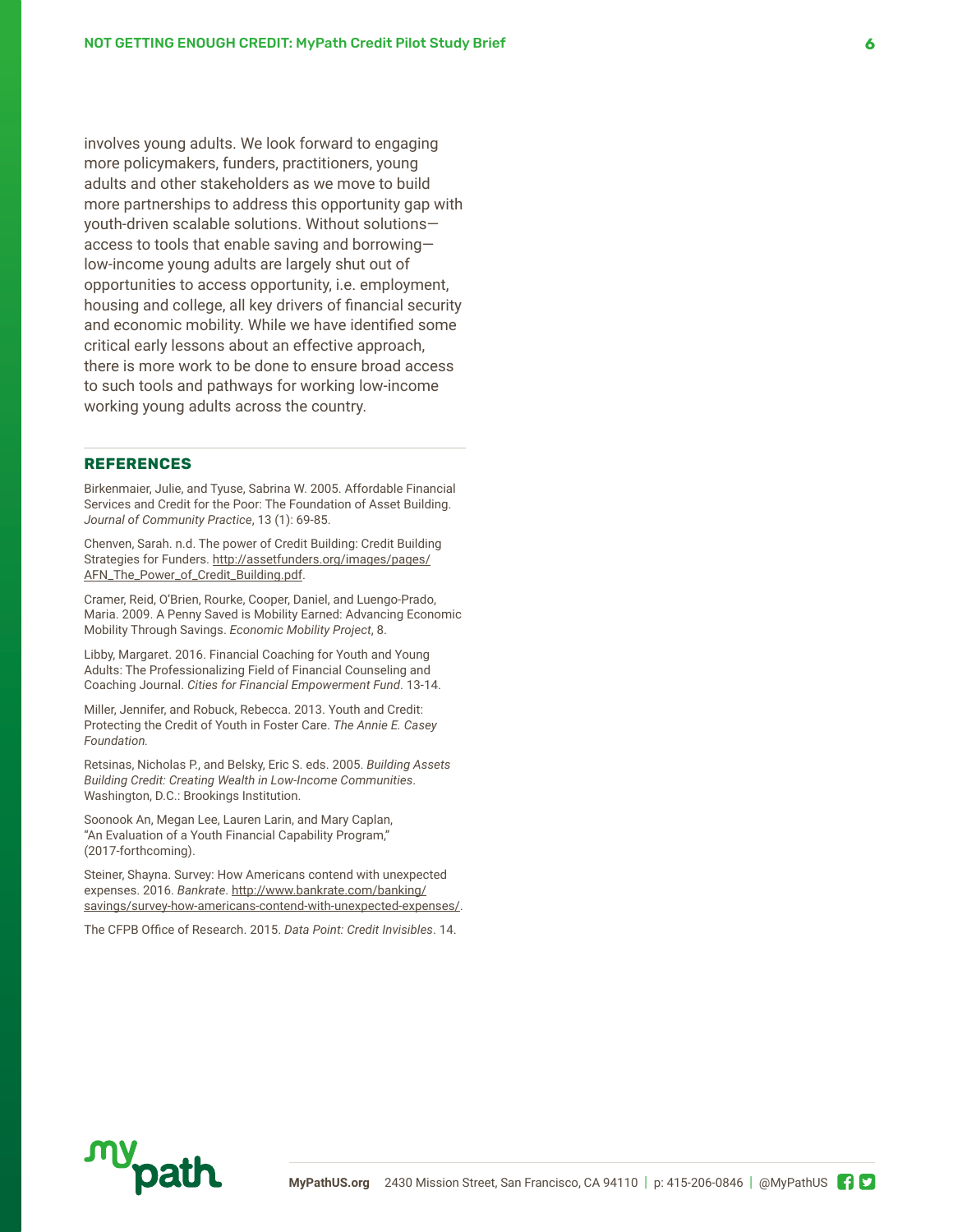involves young adults. We look forward to engaging more policymakers, funders, practitioners, young adults and other stakeholders as we move to build more partnerships to address this opportunity gap with youth-driven scalable solutions. Without solutions—access to tools that enable saving and borrowing—low-income young adults are largely shut out of opportunities to access opportunity, i.e. employment, housing and college, all key drivers of financial security and economic mobility. While we have identified some critical early lessons about an effective approach, there is more work to be done to ensure broad access to such tools and pathways for working low-income working young adults across the country.

## REFERENCES

Birkenmaier, Julie, and Tyuse, Sabrina W. 2005. Affordable Financial Services and Credit for the Poor: The Foundation of Asset Building. *Journal of Community Practice*, 13 (1): 69-85.

Chenven, Sarah. n.d. The power of Credit Building: Credit Building Strategies for Funders. http://assetfunders.org/images/pages/AFN_The_Power_of_Credit_Building.pdf.

Cramer, Reid, O'Brien, Rourke, Cooper, Daniel, and Luengo-Prado, Maria. 2009. A Penny Saved is Mobility Earned: Advancing Economic Mobility Through Savings. *Economic Mobility Project*, 8.

Libby, Margaret. 2016. Financial Coaching for Youth and Young Adults: The Professionalizing Field of Financial Counseling and Coaching Journal. *Cities for Financial Empowerment Fund*. 13-14.

Miller, Jennifer, and Robuck, Rebecca. 2013. Youth and Credit: Protecting the Credit of Youth in Foster Care. *The Annie E. Casey Foundation.*

Retsinas, Nicholas P., and Belsky, Eric S. eds. 2005. *Building Assets Building Credit: Creating Wealth in Low-Income Communities*. Washington, D.C.: Brookings Institution.

Soonook An, Megan Lee, Lauren Larin, and Mary Caplan, "An Evaluation of a Youth Financial Capability Program," (2017-forthcoming).

Steiner, Shayna. Survey: How Americans contend with unexpected expenses. 2016. *Bankrate*. http://www.bankrate.com/banking/savings/survey-how-americans-contend-with-unexpected-expenses/.

The CFPB Office of Research. 2015. *Data Point: Credit Invisibles*. 14.